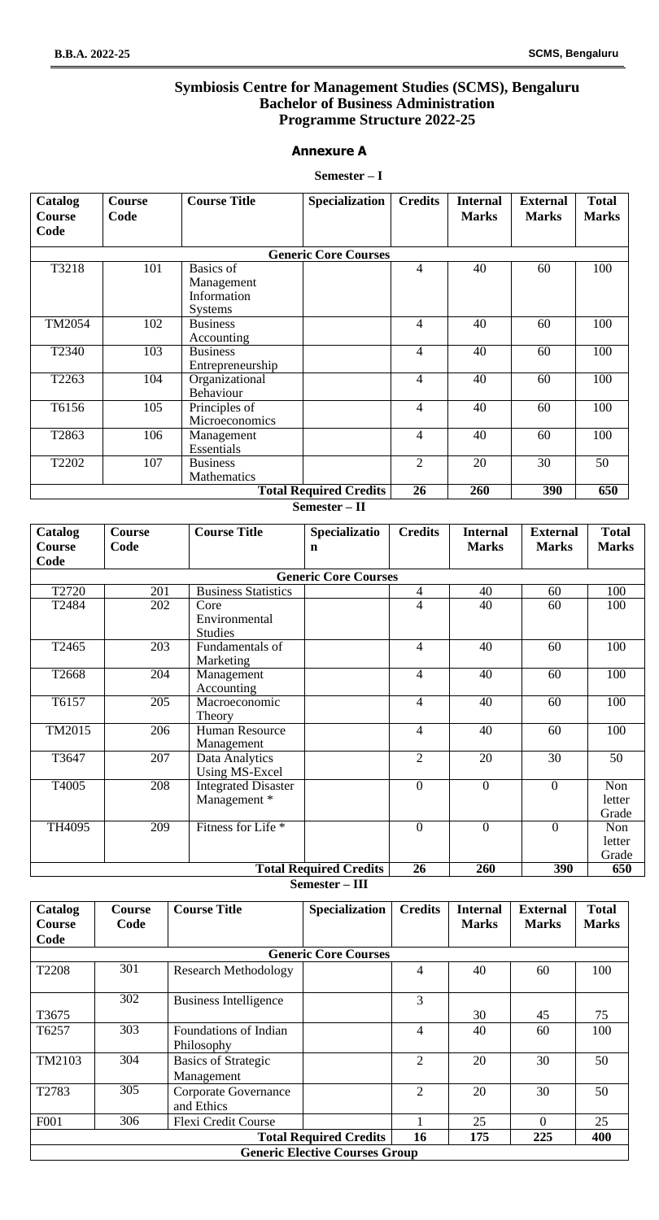# Symbiosis Centre for Management Studies (SCMS), Bengaluru
## Bachelor of Business Administration
## Programme Structure 2022-25

### Annexure A

**Semester – I**

| Catalog Course Code | Course Code | Course Title | Specialization | Credits | Internal Marks | External Marks | Total Marks |
|---|---|---|---|---|---|---|---|
| **Generic Core Courses** | | | | | | | |
| T3218 | 101 | Basics of Management Information Systems | | 4 | 40 | 60 | 100 |
| TM2054 | 102 | Business Accounting | | 4 | 40 | 60 | 100 |
| T2340 | 103 | Business Entrepreneurship | | 4 | 40 | 60 | 100 |
| T2263 | 104 | Organizational Behaviour | | 4 | 40 | 60 | 100 |
| T6156 | 105 | Principles of Microeconomics | | 4 | 40 | 60 | 100 |
| T2863 | 106 | Management Essentials | | 4 | 40 | 60 | 100 |
| T2202 | 107 | Business Mathematics | | 2 | 20 | 30 | 50 |
| | | | **Total Required Credits** | **26** | **260** | **390** | **650** |

**Semester – II**

| Catalog Course Code | Course Code | Course Title | Specialization | Credits | Internal Marks | External Marks | Total Marks |
|---|---|---|---|---|---|---|---|
| **Generic Core Courses** | | | | | | | |
| T2720 | 201 | Business Statistics | | 4 | 40 | 60 | 100 |
| T2484 | 202 | Core Environmental Studies | | 4 | 40 | 60 | 100 |
| T2465 | 203 | Fundamentals of Marketing | | 4 | 40 | 60 | 100 |
| T2668 | 204 | Management Accounting | | 4 | 40 | 60 | 100 |
| T6157 | 205 | Macroeconomic Theory | | 4 | 40 | 60 | 100 |
| TM2015 | 206 | Human Resource Management | | 4 | 40 | 60 | 100 |
| T3647 | 207 | Data Analytics Using MS-Excel | | 2 | 20 | 30 | 50 |
| T4005 | 208 | Integrated Disaster Management * | | 0 | 0 | 0 | Non letter Grade |
| TH4095 | 209 | Fitness for Life * | | 0 | 0 | 0 | Non letter Grade |
| | | | **Total Required Credits** | **26** | **260** | **390** | **650** |

**Semester – III**

| Catalog Course Code | Course Code | Course Title | Specialization | Credits | Internal Marks | External Marks | Total Marks |
|---|---|---|---|---|---|---|---|
| **Generic Core Courses** | | | | | | | |
| T2208 | 301 | Research Methodology | | 4 | 40 | 60 | 100 |
| T3675 | 302 | Business Intelligence | | 3 | 30 | 45 | 75 |
| T6257 | 303 | Foundations of Indian Philosophy | | 4 | 40 | 60 | 100 |
| TM2103 | 304 | Basics of Strategic Management | | 2 | 20 | 30 | 50 |
| T2783 | 305 | Corporate Governance and Ethics | | 2 | 20 | 30 | 50 |
| F001 | 306 | Flexi Credit Course | | 1 | 25 | 0 | 25 |
| | | | **Total Required Credits** | **16** | **175** | **225** | **400** |
| **Generic Elective Courses Group** | | | | | | | |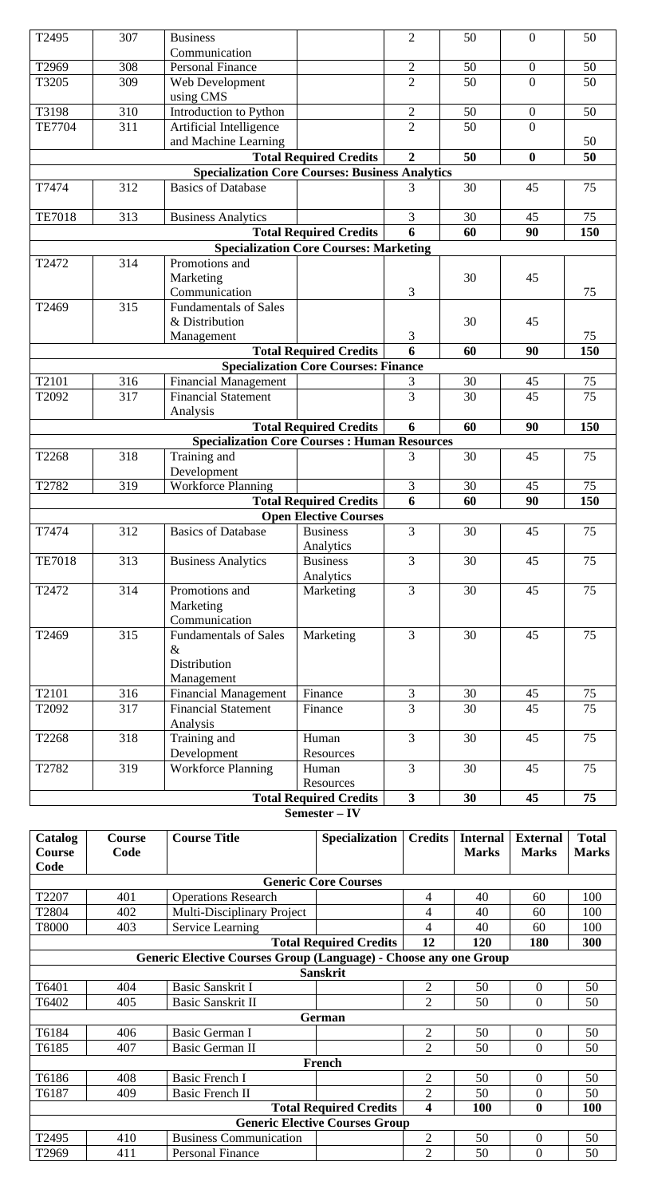| | | | | | | | |
|---|---|---|---|---|---|---|---|
| T2495 | 307 | Business Communication | | 2 | 50 | 0 | 50 |
| T2969 | 308 | Personal Finance | | 2 | 50 | 0 | 50 |
| T3205 | 309 | Web Development using CMS | | 2 | 50 | 0 | 50 |
| T3198 | 310 | Introduction to Python | | 2 | 50 | 0 | 50 |
| TE7704 | 311 | Artificial Intelligence and Machine Learning | | 2 | 50 | 0 | 50 |
| | | | **Total Required Credits** | **2** | **50** | **0** | **50** |
| | | **Specialization Core Courses: Business Analytics** | | | | | |
| T7474 | 312 | Basics of Database | | 3 | 30 | 45 | 75 |
| TE7018 | 313 | Business Analytics | | 3 | 30 | 45 | 75 |
| | | | **Total Required Credits** | **6** | **60** | **90** | **150** |
| | | **Specialization Core Courses: Marketing** | | | | | |
| T2472 | 314 | Promotions and Marketing Communication | | 3 | 30 | 45 | 75 |
| T2469 | 315 | Fundamentals of Sales & Distribution Management | | 3 | 30 | 45 | 75 |
| | | | **Total Required Credits** | **6** | **60** | **90** | **150** |
| | | **Specialization Core Courses: Finance** | | | | | |
| T2101 | 316 | Financial Management | | 3 | 30 | 45 | 75 |
| T2092 | 317 | Financial Statement Analysis | | 3 | 30 | 45 | 75 |
| | | | **Total Required Credits** | **6** | **60** | **90** | **150** |
| | | **Specialization Core Courses : Human Resources** | | | | | |
| T2268 | 318 | Training and Development | | 3 | 30 | 45 | 75 |
| T2782 | 319 | Workforce Planning | | 3 | 30 | 45 | 75 |
| | | | **Total Required Credits** | **6** | **60** | **90** | **150** |
| | | **Open Elective Courses** | | | | | |
| T7474 | 312 | Basics of Database | Business Analytics | 3 | 30 | 45 | 75 |
| TE7018 | 313 | Business Analytics | Business Analytics | 3 | 30 | 45 | 75 |
| T2472 | 314 | Promotions and Marketing Communication | Marketing | 3 | 30 | 45 | 75 |
| T2469 | 315 | Fundamentals of Sales & Distribution Management | Marketing | 3 | 30 | 45 | 75 |
| T2101 | 316 | Financial Management | Finance | 3 | 30 | 45 | 75 |
| T2092 | 317 | Financial Statement Analysis | Finance | 3 | 30 | 45 | 75 |
| T2268 | 318 | Training and Development | Human Resources | 3 | 30 | 45 | 75 |
| T2782 | 319 | Workforce Planning | Human Resources | 3 | 30 | 45 | 75 |
| | | | **Total Required Credits** | **3** | **30** | **45** | **75** |

**Semester – IV**

| Catalog Course Code | Course Code | Course Title | Specialization | Credits | Internal Marks | External Marks | Total Marks |
|---|---|---|---|---|---|---|---|
| | | **Generic Core Courses** | | | | | |
| T2207 | 401 | Operations Research | | 4 | 40 | 60 | 100 |
| T2804 | 402 | Multi-Disciplinary Project | | 4 | 40 | 60 | 100 |
| T8000 | 403 | Service Learning | | 4 | 40 | 60 | 100 |
| | | | **Total Required Credits** | **12** | **120** | **180** | **300** |
| | | **Generic Elective Courses Group (Language) - Choose any one Group** | | | | | |
| | | **Sanskrit** | | | | | |
| T6401 | 404 | Basic Sanskrit I | | 2 | 50 | 0 | 50 |
| T6402 | 405 | Basic Sanskrit II | | 2 | 50 | 0 | 50 |
| | | **German** | | | | | |
| T6184 | 406 | Basic German I | | 2 | 50 | 0 | 50 |
| T6185 | 407 | Basic German II | | 2 | 50 | 0 | 50 |
| | | **French** | | | | | |
| T6186 | 408 | Basic French I | | 2 | 50 | 0 | 50 |
| T6187 | 409 | Basic French II | | 2 | 50 | 0 | 50 |
| | | | **Total Required Credits** | **4** | **100** | **0** | **100** |
| | | **Generic Elective Courses Group** | | | | | |
| T2495 | 410 | Business Communication | | 2 | 50 | 0 | 50 |
| T2969 | 411 | Personal Finance | | 2 | 50 | 0 | 50 |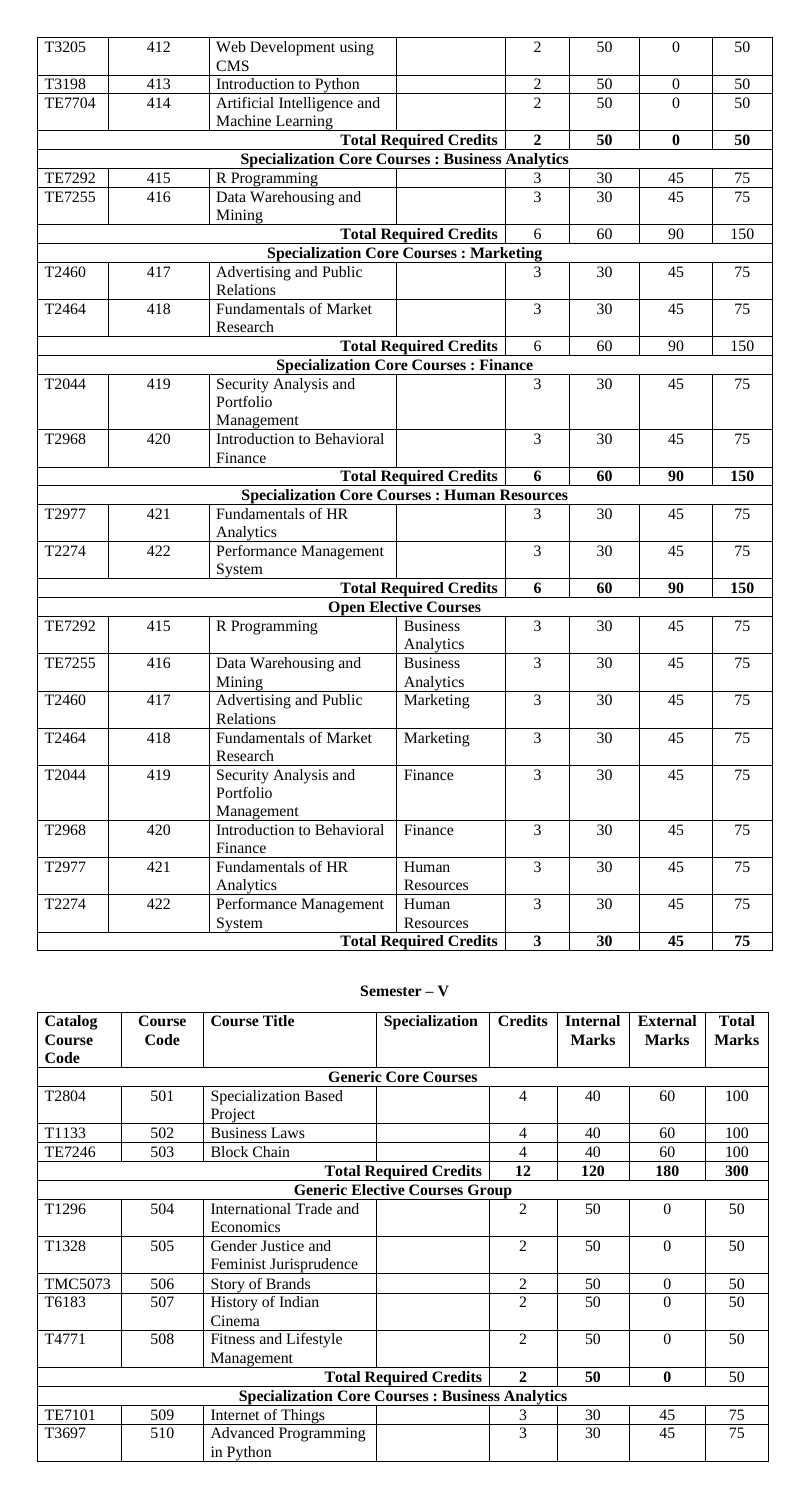| T3205 | 412 | Web Development using CMS | | 2 | 50 | 0 | 50 |
|---|---|---|---|---|---|---|---|
| T3198 | 413 | Introduction to Python | | 2 | 50 | 0 | 50 |
| TE7704 | 414 | Artificial Intelligence and Machine Learning | | 2 | 50 | 0 | 50 |
| | | | **Total Required Credits** | **2** | **50** | **0** | **50** |
| | | **Specialization Core Courses : Business Analytics** | | | | | |
| TE7292 | 415 | R Programming | | 3 | 30 | 45 | 75 |
| TE7255 | 416 | Data Warehousing and Mining | | 3 | 30 | 45 | 75 |
| | | | **Total Required Credits** | 6 | 60 | 90 | 150 |
| | | **Specialization Core Courses : Marketing** | | | | | |
| T2460 | 417 | Advertising and Public Relations | | 3 | 30 | 45 | 75 |
| T2464 | 418 | Fundamentals of Market Research | | 3 | 30 | 45 | 75 |
| | | | **Total Required Credits** | 6 | 60 | 90 | 150 |
| | | **Specialization Core Courses : Finance** | | | | | |
| T2044 | 419 | Security Analysis and Portfolio Management | | 3 | 30 | 45 | 75 |
| T2968 | 420 | Introduction to Behavioral Finance | | 3 | 30 | 45 | 75 |
| | | | **Total Required Credits** | **6** | **60** | **90** | **150** |
| | | **Specialization Core Courses : Human Resources** | | | | | |
| T2977 | 421 | Fundamentals of HR Analytics | | 3 | 30 | 45 | 75 |
| T2274 | 422 | Performance Management System | | 3 | 30 | 45 | 75 |
| | | | **Total Required Credits** | **6** | **60** | **90** | **150** |
| | | **Open Elective Courses** | | | | | |
| TE7292 | 415 | R Programming | Business Analytics | 3 | 30 | 45 | 75 |
| TE7255 | 416 | Data Warehousing and Mining | Business Analytics | 3 | 30 | 45 | 75 |
| T2460 | 417 | Advertising and Public Relations | Marketing | 3 | 30 | 45 | 75 |
| T2464 | 418 | Fundamentals of Market Research | Marketing | 3 | 30 | 45 | 75 |
| T2044 | 419 | Security Analysis and Portfolio Management | Finance | 3 | 30 | 45 | 75 |
| T2968 | 420 | Introduction to Behavioral Finance | Finance | 3 | 30 | 45 | 75 |
| T2977 | 421 | Fundamentals of HR Analytics | Human Resources | 3 | 30 | 45 | 75 |
| T2274 | 422 | Performance Management System | Human Resources | 3 | 30 | 45 | 75 |
| | | | **Total Required Credits** | **3** | **30** | **45** | **75** |

**Semester – V**

| Catalog Course Code | Course Code | Course Title | Specialization | Credits | Internal Marks | External Marks | Total Marks |
|---|---|---|---|---|---|---|---|
| | | **Generic Core Courses** | | | | | |
| T2804 | 501 | Specialization Based Project | | 4 | 40 | 60 | 100 |
| T1133 | 502 | Business Laws | | 4 | 40 | 60 | 100 |
| TE7246 | 503 | Block Chain | | 4 | 40 | 60 | 100 |
| | | | **Total Required Credits** | **12** | **120** | **180** | **300** |
| | | **Generic Elective Courses Group** | | | | | |
| T1296 | 504 | International Trade and Economics | | 2 | 50 | 0 | 50 |
| T1328 | 505 | Gender Justice and Feminist Jurisprudence | | 2 | 50 | 0 | 50 |
| TMC5073 | 506 | Story of Brands | | 2 | 50 | 0 | 50 |
| T6183 | 507 | History of Indian Cinema | | 2 | 50 | 0 | 50 |
| T4771 | 508 | Fitness and Lifestyle Management | | 2 | 50 | 0 | 50 |
| | | | **Total Required Credits** | **2** | **50** | **0** | 50 |
| | | **Specialization Core Courses : Business Analytics** | | | | | |
| TE7101 | 509 | Internet of Things | | 3 | 30 | 45 | 75 |
| T3697 | 510 | Advanced Programming in Python | | 3 | 30 | 45 | 75 |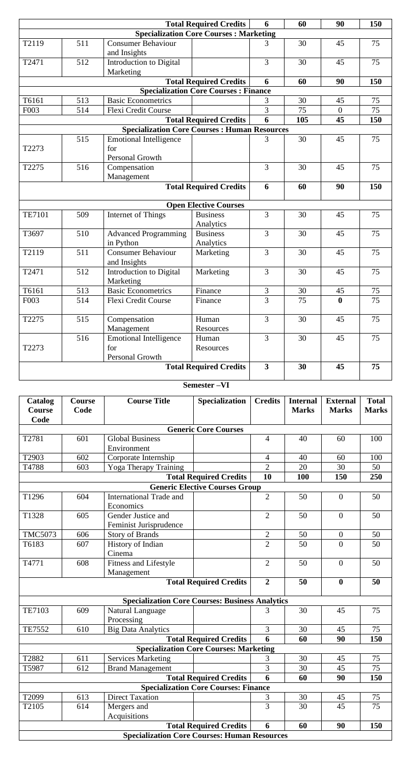| | | | Total Required Credits | 6 | 60 | 90 | 150 |
|---|---|---|---|---|---|---|---|
| | | | **Specialization Core Courses : Marketing** | | | | |
| T2119 | 511 | Consumer Behaviour and Insights | | 3 | 30 | 45 | 75 |
| T2471 | 512 | Introduction to Digital Marketing | | 3 | 30 | 45 | 75 |
| | | | **Total Required Credits** | **6** | **60** | **90** | **150** |
| | | | **Specialization Core Courses : Finance** | | | | |
| T6161 | 513 | Basic Econometrics | | 3 | 30 | 45 | 75 |
| F003 | 514 | Flexi Credit Course | | 3 | 75 | 0 | 75 |
| | | | **Total Required Credits** | **6** | **105** | **45** | **150** |
| | | | **Specialization Core Courses : Human Resources** | | | | |
| T2273 | 515 | Emotional Intelligence for Personal Growth | | 3 | 30 | 45 | 75 |
| T2275 | 516 | Compensation Management | | 3 | 30 | 45 | 75 |
| | | | **Total Required Credits** | **6** | **60** | **90** | **150** |
| | | | **Open Elective Courses** | | | | |
| TE7101 | 509 | Internet of Things | Business Analytics | 3 | 30 | 45 | 75 |
| T3697 | 510 | Advanced Programming in Python | Business Analytics | 3 | 30 | 45 | 75 |
| T2119 | 511 | Consumer Behaviour and Insights | Marketing | 3 | 30 | 45 | 75 |
| T2471 | 512 | Introduction to Digital Marketing | Marketing | 3 | 30 | 45 | 75 |
| T6161 | 513 | Basic Econometrics | Finance | 3 | 30 | 45 | 75 |
| F003 | 514 | Flexi Credit Course | Finance | 3 | 75 | **0** | 75 |
| T2275 | 515 | Compensation Management | Human Resources | 3 | 30 | 45 | 75 |
| T2273 | 516 | Emotional Intelligence for Personal Growth | Human Resources | 3 | 30 | 45 | 75 |
| | | | **Total Required Credits** | **3** | **30** | **45** | **75** |

**Semester –VI**

| Catalog Course Code | Course Code | Course Title | Specialization | Credits | Internal Marks | External Marks | Total Marks |
|---|---|---|---|---|---|---|---|
| | | | **Generic Core Courses** | | | | |
| T2781 | 601 | Global Business Environment | | 4 | 40 | 60 | 100 |
| T2903 | 602 | Corporate Internship | | 4 | 40 | 60 | 100 |
| T4788 | 603 | Yoga Therapy Training | | 2 | 20 | 30 | 50 |
| | | | **Total Required Credits** | **10** | **100** | **150** | **250** |
| | | | **Generic Elective Courses Group** | | | | |
| T1296 | 604 | International Trade and Economics | | 2 | 50 | 0 | 50 |
| T1328 | 605 | Gender Justice and Feminist Jurisprudence | | 2 | 50 | 0 | 50 |
| TMC5073 | 606 | Story of Brands | | 2 | 50 | 0 | 50 |
| T6183 | 607 | History of Indian Cinema | | 2 | 50 | 0 | 50 |
| T4771 | 608 | Fitness and Lifestyle Management | | 2 | 50 | 0 | 50 |
| | | | **Total Required Credits** | **2** | **50** | **0** | **50** |
| | | | **Specialization Core Courses: Business Analytics** | | | | |
| TE7103 | 609 | Natural Language Processing | | 3 | 30 | 45 | 75 |
| TE7552 | 610 | Big Data Analytics | | 3 | 30 | 45 | 75 |
| | | | **Total Required Credits** | **6** | **60** | **90** | **150** |
| | | | **Specialization Core Courses: Marketing** | | | | |
| T2882 | 611 | Services Marketing | | 3 | 30 | 45 | 75 |
| T5987 | 612 | Brand Management | | 3 | 30 | 45 | 75 |
| | | | **Total Required Credits** | **6** | **60** | **90** | **150** |
| | | | **Specialization Core Courses: Finance** | | | | |
| T2099 | 613 | Direct Taxation | | 3 | 30 | 45 | 75 |
| T2105 | 614 | Mergers and Acquisitions | | 3 | 30 | 45 | 75 |
| | | | **Total Required Credits** | **6** | **60** | **90** | **150** |
| | | | **Specialization Core Courses: Human Resources** | | | | |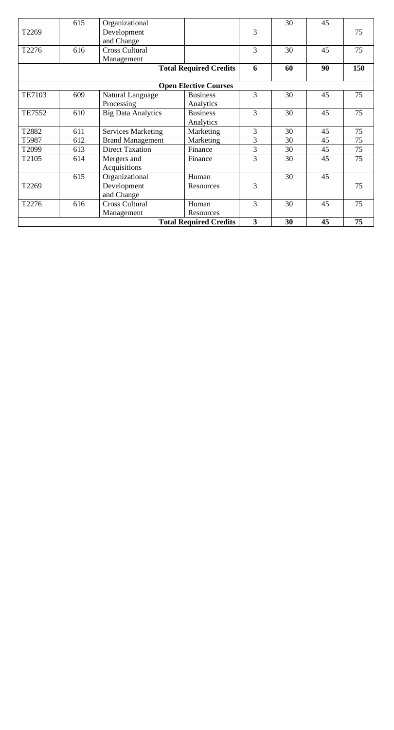| | | | | | | | |
|---|---|---|---|---|---|---|---|
| T2269 | 615 | Organizational Development and Change | | 3 | 30 | 45 | 75 |
| T2276 | 616 | Cross Cultural Management | | 3 | 30 | 45 | 75 |
| | | | **Total Required Credits** | **6** | **60** | **90** | **150** |
| | | | **Open Elective Courses** | | | | |
| TE7103 | 609 | Natural Language Processing | Business Analytics | 3 | 30 | 45 | 75 |
| TE7552 | 610 | Big Data Analytics | Business Analytics | 3 | 30 | 45 | 75 |
| T2882 | 611 | Services Marketing | Marketing | 3 | 30 | 45 | 75 |
| T5987 | 612 | Brand Management | Marketing | 3 | 30 | 45 | 75 |
| T2099 | 613 | Direct Taxation | Finance | 3 | 30 | 45 | 75 |
| T2105 | 614 | Mergers and Acquisitions | Finance | 3 | 30 | 45 | 75 |
| T2269 | 615 | Organizational Development and Change | Human Resources | 3 | 30 | 45 | 75 |
| T2276 | 616 | Cross Cultural Management | Human Resources | 3 | 30 | 45 | 75 |
| | | | **Total Required Credits** | **3** | **30** | **45** | **75** |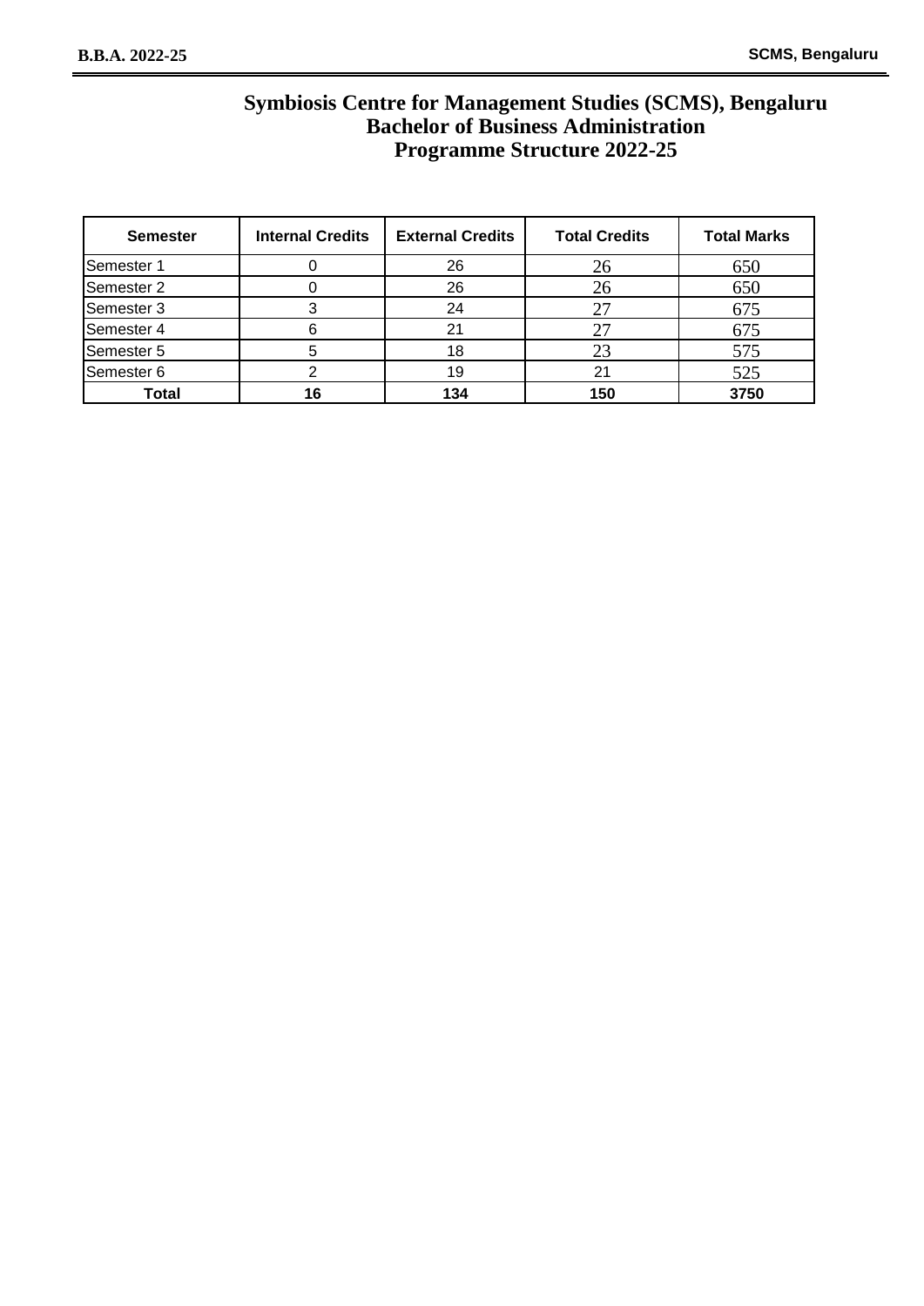# Symbiosis Centre for Management Studies (SCMS), Bengaluru
## Bachelor of Business Administration
## Programme Structure 2022-25

| Semester | Internal Credits | External Credits | Total Credits | Total Marks |
|---|---|---|---|---|
| Semester 1 | 0 | 26 | 26 | 650 |
| Semester 2 | 0 | 26 | 26 | 650 |
| Semester 3 | 3 | 24 | 27 | 675 |
| Semester 4 | 6 | 21 | 27 | 675 |
| Semester 5 | 5 | 18 | 23 | 575 |
| Semester 6 | 2 | 19 | 21 | 525 |
| **Total** | **16** | **134** | **150** | **3750** |